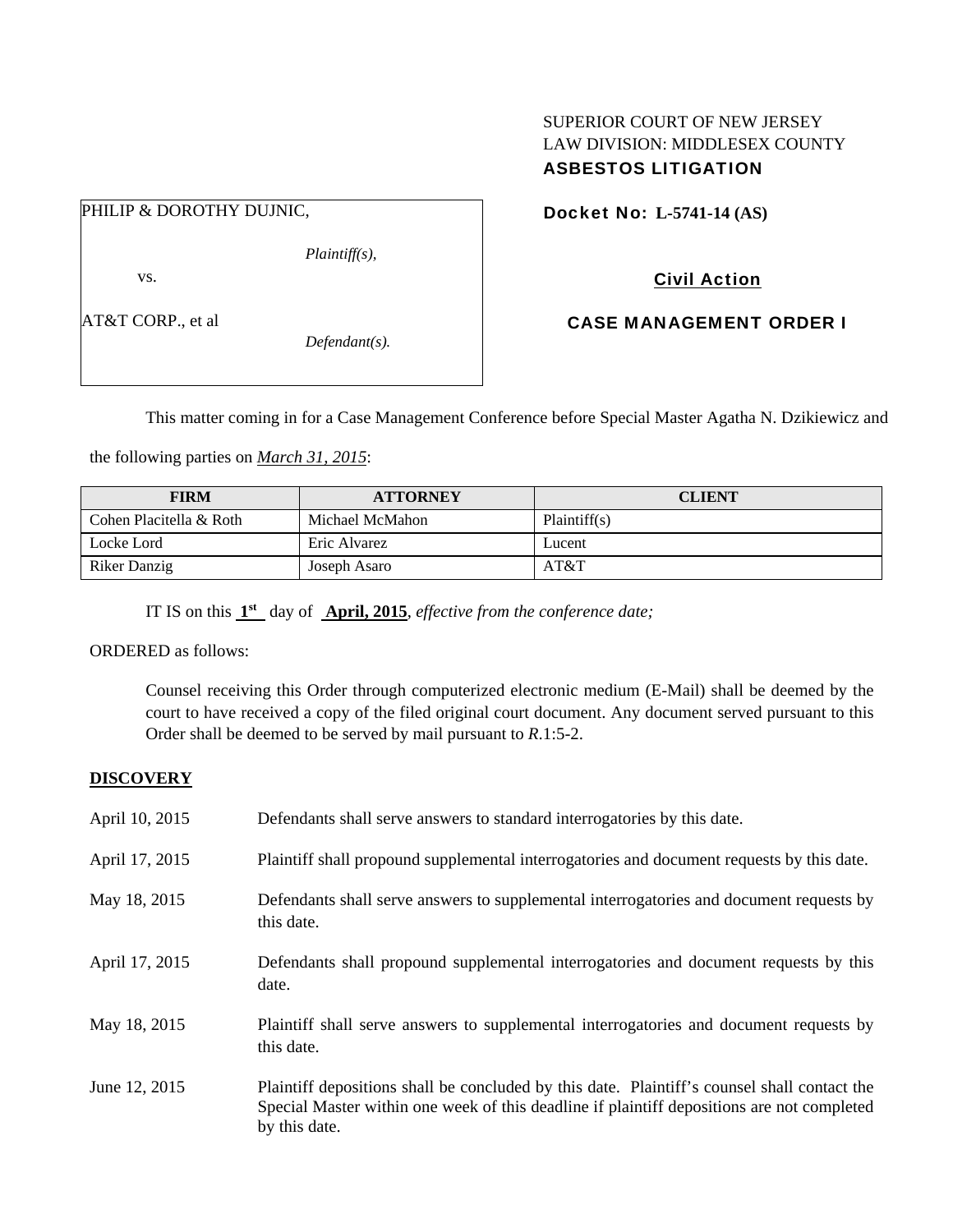SUPERIOR COURT OF NEW JERSEY
LAW DIVISION: MIDDLESEX COUNTY
**ASBESTOS LITIGATION**

| | |
|---|---|
| PHILIP & DOROTHY DUJNIC, *Plaintiff(s),* vs. AT&T CORP., et al *Defendant(s).* | **Docket No: L-5741-14 (AS)** |

**Civil Action**

**CASE MANAGEMENT ORDER I**

This matter coming in for a Case Management Conference before Special Master Agatha N. Dzikiewicz and the following parties on ***March 31, 2015***:

| FIRM | ATTORNEY | CLIENT |
|---|---|---|
| Cohen Placitella & Roth | Michael McMahon | Plaintiff(s) |
| Locke Lord | Eric Alvarez | Lucent |
| Riker Danzig | Joseph Asaro | AT&T |

IT IS on this **1st** day of **April, 2015**, *effective from the conference date;*

ORDERED as follows:

Counsel receiving this Order through computerized electronic medium (E-Mail) shall be deemed by the court to have received a copy of the filed original court document. Any document served pursuant to this Order shall be deemed to be served by mail pursuant to *R*.1:5-2.

## DISCOVERY

| | |
|---|---|
| April 10, 2015 | Defendants shall serve answers to standard interrogatories by this date. |
| April 17, 2015 | Plaintiff shall propound supplemental interrogatories and document requests by this date. |
| May 18, 2015 | Defendants shall serve answers to supplemental interrogatories and document requests by this date. |
| April 17, 2015 | Defendants shall propound supplemental interrogatories and document requests by this date. |
| May 18, 2015 | Plaintiff shall serve answers to supplemental interrogatories and document requests by this date. |
| June 12, 2015 | Plaintiff depositions shall be concluded by this date. Plaintiff's counsel shall contact the Special Master within one week of this deadline if plaintiff depositions are not completed by this date. |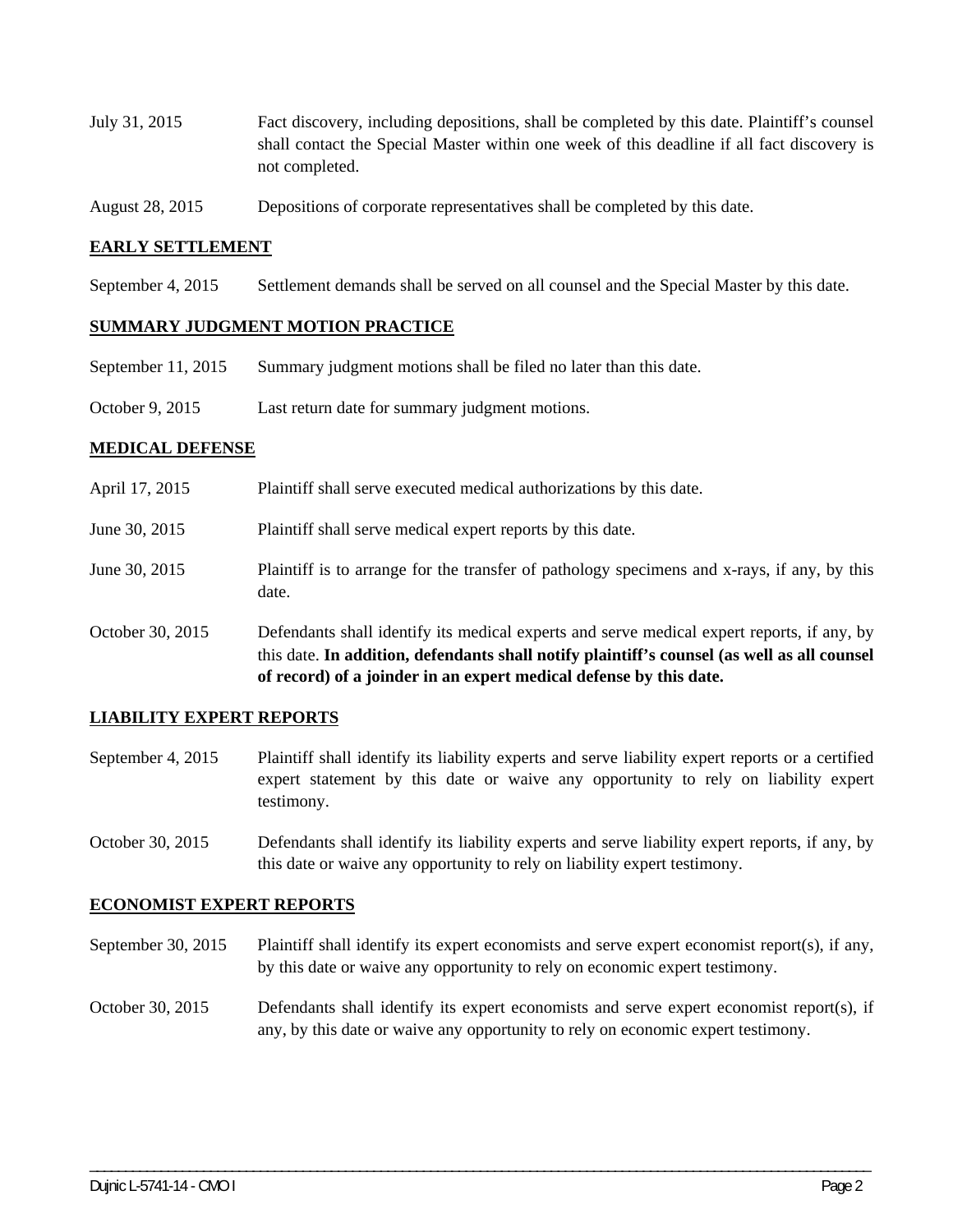July 31, 2015 Fact discovery, including depositions, shall be completed by this date. Plaintiff's counsel shall contact the Special Master within one week of this deadline if all fact discovery is not completed.

August 28, 2015 Depositions of corporate representatives shall be completed by this date.

## EARLY SETTLEMENT

September 4, 2015 Settlement demands shall be served on all counsel and the Special Master by this date.

## SUMMARY JUDGMENT MOTION PRACTICE

September 11, 2015 Summary judgment motions shall be filed no later than this date.

October 9, 2015 Last return date for summary judgment motions.

## MEDICAL DEFENSE

April 17, 2015 Plaintiff shall serve executed medical authorizations by this date.

June 30, 2015 Plaintiff shall serve medical expert reports by this date.

June 30, 2015 Plaintiff is to arrange for the transfer of pathology specimens and x-rays, if any, by this date.

October 30, 2015 Defendants shall identify its medical experts and serve medical expert reports, if any, by this date. **In addition, defendants shall notify plaintiff's counsel (as well as all counsel of record) of a joinder in an expert medical defense by this date.**

## LIABILITY EXPERT REPORTS

September 4, 2015 Plaintiff shall identify its liability experts and serve liability expert reports or a certified expert statement by this date or waive any opportunity to rely on liability expert testimony.

October 30, 2015 Defendants shall identify its liability experts and serve liability expert reports, if any, by this date or waive any opportunity to rely on liability expert testimony.

## ECONOMIST EXPERT REPORTS

September 30, 2015 Plaintiff shall identify its expert economists and serve expert economist report(s), if any, by this date or waive any opportunity to rely on economic expert testimony.

October 30, 2015 Defendants shall identify its expert economists and serve expert economist report(s), if any, by this date or waive any opportunity to rely on economic expert testimony.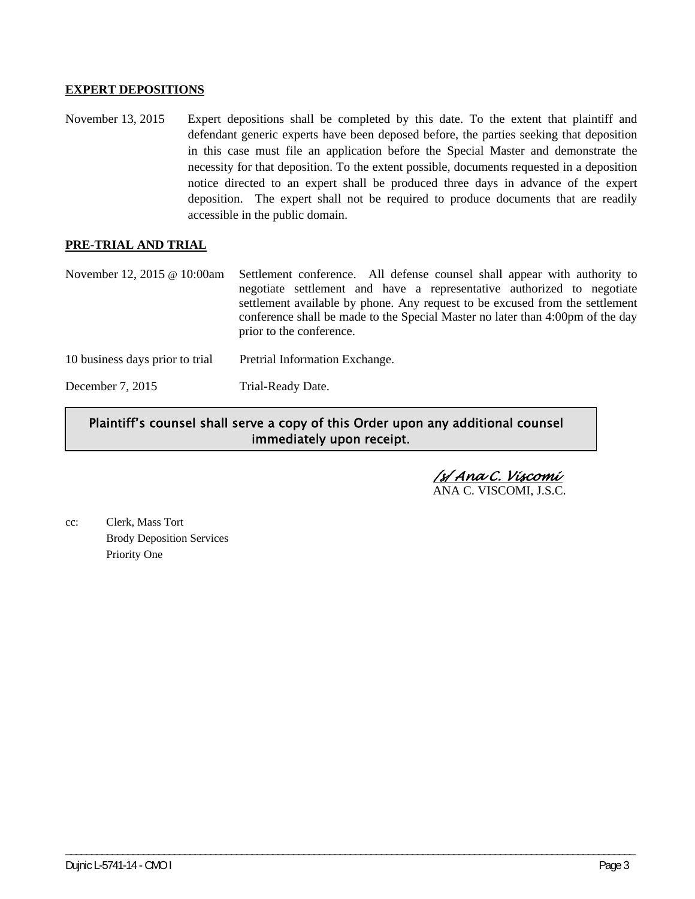**EXPERT DEPOSITIONS**

| | |
|---|---|
| November 13, 2015 | Expert depositions shall be completed by this date. To the extent that plaintiff and defendant generic experts have been deposed before, the parties seeking that deposition in this case must file an application before the Special Master and demonstrate the necessity for that deposition. To the extent possible, documents requested in a deposition notice directed to an expert shall be produced three days in advance of the expert deposition. The expert shall not be required to produce documents that are readily accessible in the public domain. |

**PRE-TRIAL AND TRIAL**

| | |
|---|---|
| November 12, 2015 @ 10:00am | Settlement conference. All defense counsel shall appear with authority to negotiate settlement and have a representative authorized to negotiate settlement available by phone. Any request to be excused from the settlement conference shall be made to the Special Master no later than 4:00pm of the day prior to the conference. |
| 10 business days prior to trial | Pretrial Information Exchange. |
| December 7, 2015 | Trial-Ready Date. |

**Plaintiff's counsel shall serve a copy of this Order upon any additional counsel immediately upon receipt.**

*/s/ Ana C. Viscomi*
ANA C. VISCOMI, J.S.C.

cc: Clerk, Mass Tort
Brody Deposition Services
Priority One